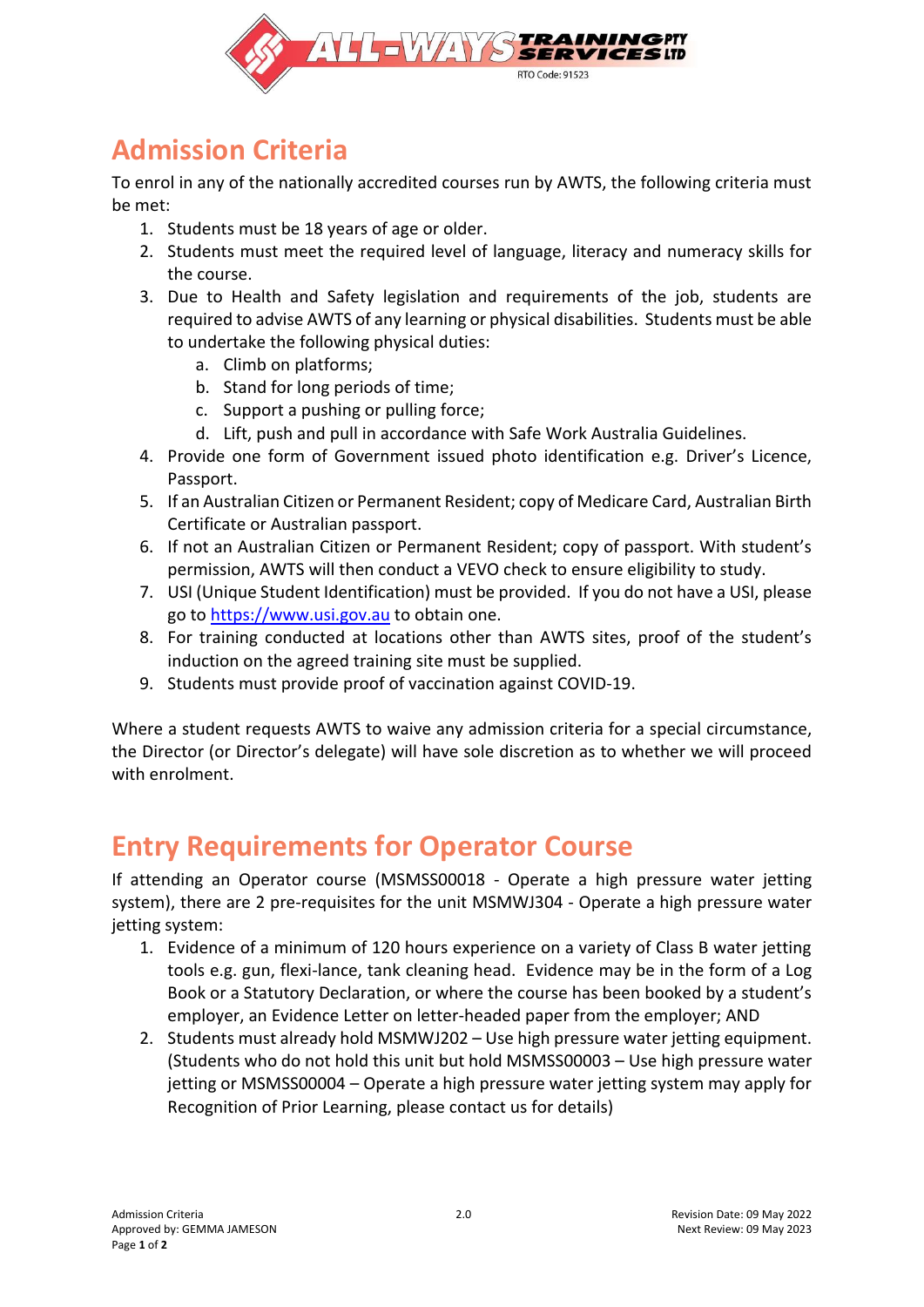# Admission Criteria

To enrol in any of the nationally accredited courses run by AWTS, the following criteria must be met:

1. Students must be 18 years of age or older.
2. Students must meet the required level of language, literacy and numeracy skills for the course.
3. Due to Health and Safety legislation and requirements of the job, students are required to advise AWTS of any learning or physical disabilities. Students must be able to undertake the following physical duties:
   a. Climb on platforms;
   b. Stand for long periods of time;
   c. Support a pushing or pulling force;
   d. Lift, push and pull in accordance with Safe Work Australia Guidelines.
4. Provide one form of Government issued photo identification e.g. Driver's Licence, Passport.
5. If an Australian Citizen or Permanent Resident; copy of Medicare Card, Australian Birth Certificate or Australian passport.
6. If not an Australian Citizen or Permanent Resident; copy of passport. With student's permission, AWTS will then conduct a VEVO check to ensure eligibility to study.
7. USI (Unique Student Identification) must be provided. If you do not have a USI, please go to https://www.usi.gov.au to obtain one.
8. For training conducted at locations other than AWTS sites, proof of the student's induction on the agreed training site must be supplied.
9. Students must provide proof of vaccination against COVID-19.

Where a student requests AWTS to waive any admission criteria for a special circumstance, the Director (or Director's delegate) will have sole discretion as to whether we will proceed with enrolment.

# Entry Requirements for Operator Course

If attending an Operator course (MSMSS00018 - Operate a high pressure water jetting system), there are 2 pre-requisites for the unit MSMWJ304 - Operate a high pressure water jetting system:

1. Evidence of a minimum of 120 hours experience on a variety of Class B water jetting tools e.g. gun, flexi-lance, tank cleaning head. Evidence may be in the form of a Log Book or a Statutory Declaration, or where the course has been booked by a student's employer, an Evidence Letter on letter-headed paper from the employer; AND
2. Students must already hold MSMWJ202 – Use high pressure water jetting equipment. (Students who do not hold this unit but hold MSMSS00003 – Use high pressure water jetting or MSMSS00004 – Operate a high pressure water jetting system may apply for Recognition of Prior Learning, please contact us for details)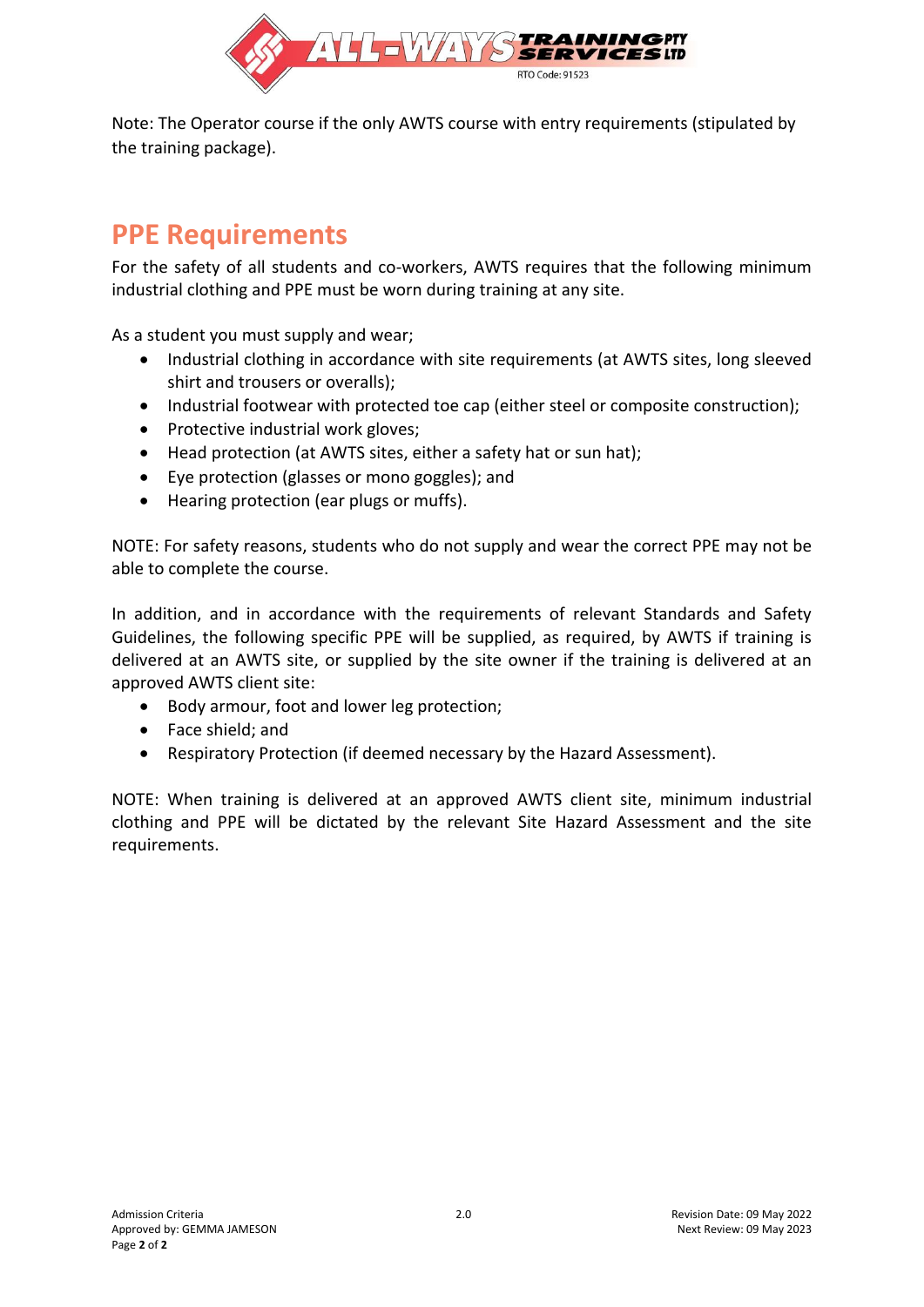Note: The Operator course if the only AWTS course with entry requirements (stipulated by the training package).

## PPE Requirements

For the safety of all students and co-workers, AWTS requires that the following minimum industrial clothing and PPE must be worn during training at any site.

As a student you must supply and wear;

- Industrial clothing in accordance with site requirements (at AWTS sites, long sleeved shirt and trousers or overalls);
- Industrial footwear with protected toe cap (either steel or composite construction);
- Protective industrial work gloves;
- Head protection (at AWTS sites, either a safety hat or sun hat);
- Eye protection (glasses or mono goggles); and
- Hearing protection (ear plugs or muffs).

NOTE: For safety reasons, students who do not supply and wear the correct PPE may not be able to complete the course.

In addition, and in accordance with the requirements of relevant Standards and Safety Guidelines, the following specific PPE will be supplied, as required, by AWTS if training is delivered at an AWTS site, or supplied by the site owner if the training is delivered at an approved AWTS client site:

- Body armour, foot and lower leg protection;
- Face shield; and
- Respiratory Protection (if deemed necessary by the Hazard Assessment).

NOTE: When training is delivered at an approved AWTS client site, minimum industrial clothing and PPE will be dictated by the relevant Site Hazard Assessment and the site requirements.